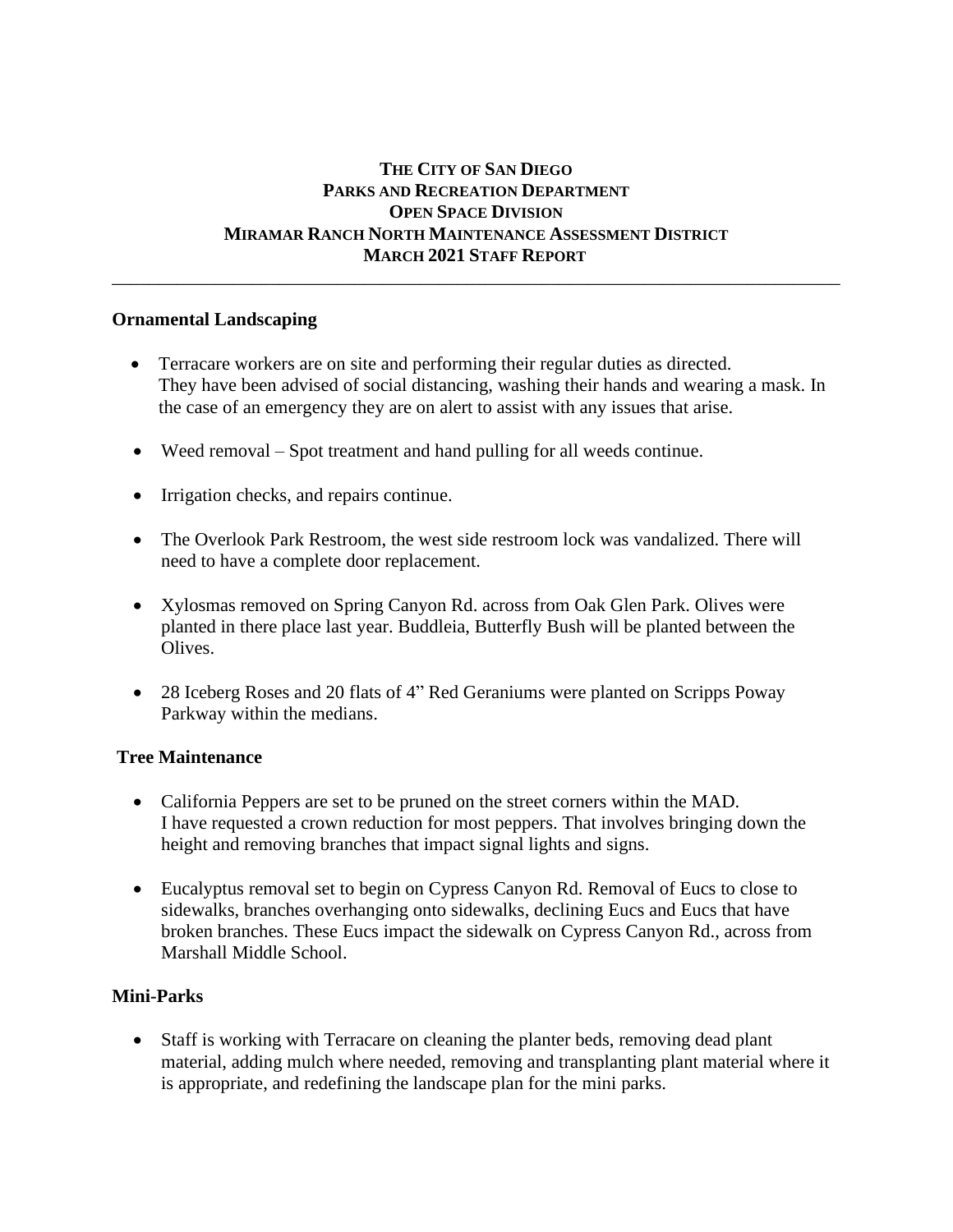# THE CITY OF SAN DIEGO
# PARKS AND RECREATION DEPARTMENT
# OPEN SPACE DIVISION
# MIRAMAR RANCH NORTH MAINTENANCE ASSESSMENT DISTRICT
# MARCH 2021 STAFF REPORT

---

## Ornamental Landscaping

- Terracare workers are on site and performing their regular duties as directed. They have been advised of social distancing, washing their hands and wearing a mask. In the case of an emergency they are on alert to assist with any issues that arise.

- Weed removal – Spot treatment and hand pulling for all weeds continue.

- Irrigation checks, and repairs continue.

- The Overlook Park Restroom, the west side restroom lock was vandalized. There will need to have a complete door replacement.

- Xylosmas removed on Spring Canyon Rd. across from Oak Glen Park. Olives were planted in there place last year. Buddleia, Butterfly Bush will be planted between the Olives.

- 28 Iceberg Roses and 20 flats of 4" Red Geraniums were planted on Scripps Poway Parkway within the medians.

## Tree Maintenance

- California Peppers are set to be pruned on the street corners within the MAD. I have requested a crown reduction for most peppers. That involves bringing down the height and removing branches that impact signal lights and signs.

- Eucalyptus removal set to begin on Cypress Canyon Rd. Removal of Eucs to close to sidewalks, branches overhanging onto sidewalks, declining Eucs and Eucs that have broken branches. These Eucs impact the sidewalk on Cypress Canyon Rd., across from Marshall Middle School.

## Mini-Parks

- Staff is working with Terracare on cleaning the planter beds, removing dead plant material, adding mulch where needed, removing and transplanting plant material where it is appropriate, and redefining the landscape plan for the mini parks.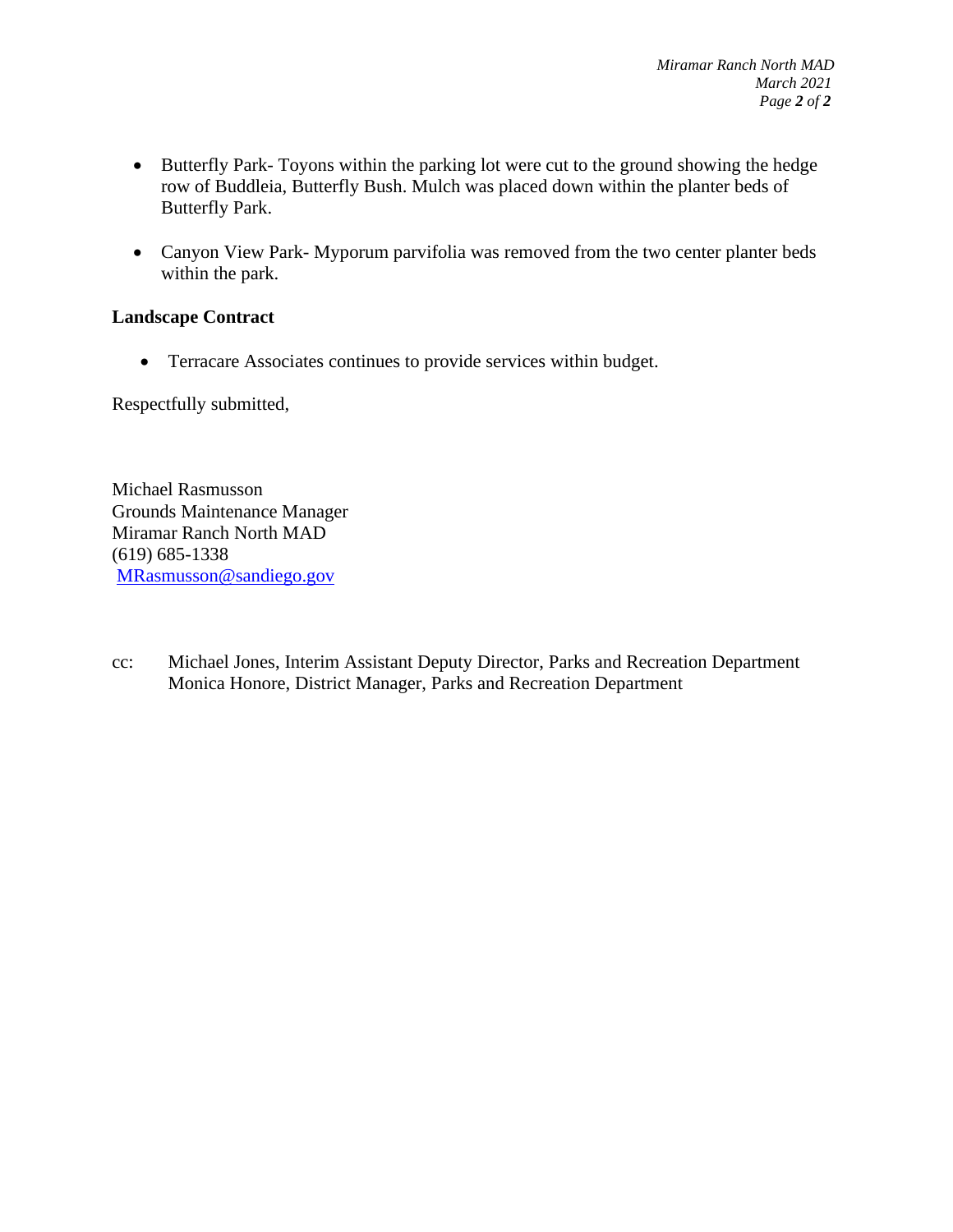- Butterfly Park- Toyons within the parking lot were cut to the ground showing the hedge row of Buddleia, Butterfly Bush. Mulch was placed down within the planter beds of Butterfly Park.

- Canyon View Park- Myporum parvifolia was removed from the two center planter beds within the park.

**Landscape Contract**

- Terracare Associates continues to provide services within budget.

Respectfully submitted,

Michael Rasmusson
Grounds Maintenance Manager
Miramar Ranch North MAD
(619) 685-1338
MRasmusson@sandiego.gov

cc: Michael Jones, Interim Assistant Deputy Director, Parks and Recreation Department
Monica Honore, District Manager, Parks and Recreation Department